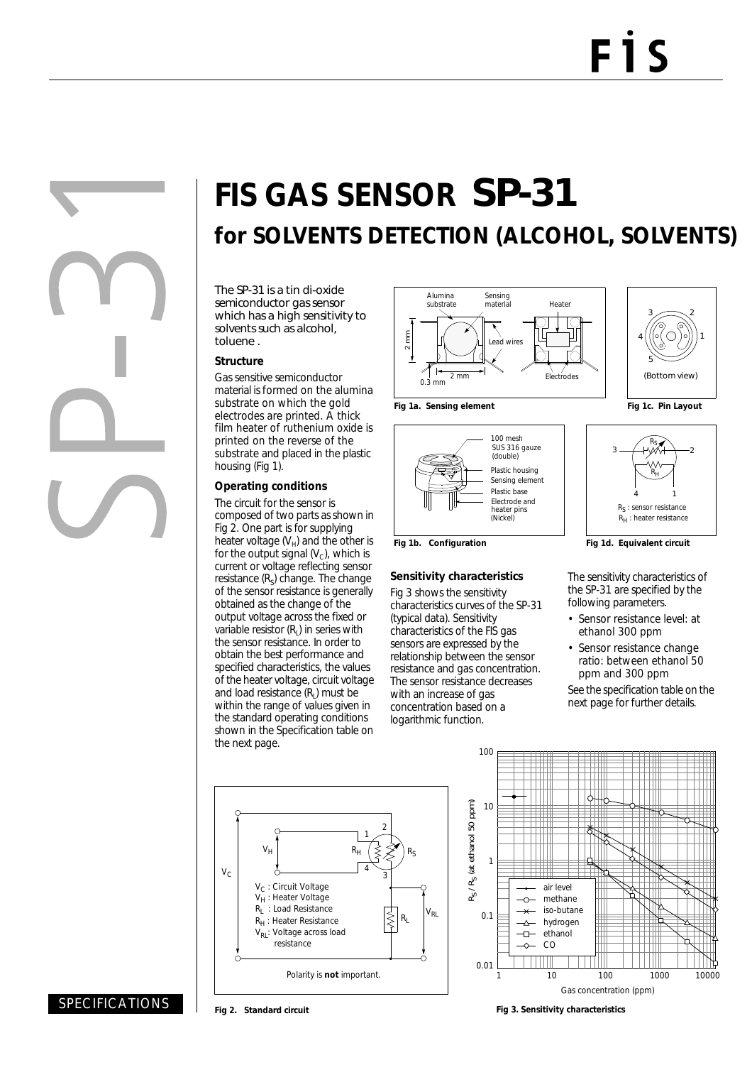# FIS GAS SENSOR SP-31

## for SOLVENTS DETECTION (ALCOHOL, SOLVENTS)

The SP-31 is a tin di-oxide semiconductor gas sensor which has a high sensitivity to solvents such as alcohol, toluene .

### Structure

Gas sensitive semiconductor material is formed on the alumina substrate on which the gold electrodes are printed. A thick film heater of ruthenium oxide is printed on the reverse of the substrate and placed in the plastic housing (Fig 1).

### Operating conditions

The circuit for the sensor is composed of two parts as shown in Fig 2. One part is for supplying heater voltage ($V_H$) and the other is for the output signal ($V_C$), which is current or voltage reflecting sensor resistance ($R_S$) change. The change of the sensor resistance is generally obtained as the change of the output voltage across the fixed or variable resistor ($R_L$) in series with the sensor resistance. In order to obtain the best performance and specified characteristics, the values of the heater voltage, circuit voltage and load resistance ($R_L$) must be within the range of values given in the standard operating conditions shown in the Specification table on the next page.

**Fig 1a. Sensing element**

**Fig 1b. Configuration**

**Fig 1c. Pin Layout**

**Fig 1d. Equivalent circuit**

### Sensitivity characteristics

Fig 3 shows the sensitivity characteristics curves of the SP-31 (typical data). Sensitivity characteristics of the FIS gas sensors are expressed by the relationship between the sensor resistance and gas concentration. The sensor resistance decreases with an increase of gas concentration based on a logarithmic function.

The sensitivity characteristics of the SP-31 are specified by the following parameters.

- Sensor resistance level: at ethanol 300 ppm
- Sensor resistance change ratio: between ethanol 50 ppm and 300 ppm

See the specification table on the next page for further details.

**Fig 2. Standard circuit**

**Fig 3. Sensitivity characteristics**

SPECIFICATIONS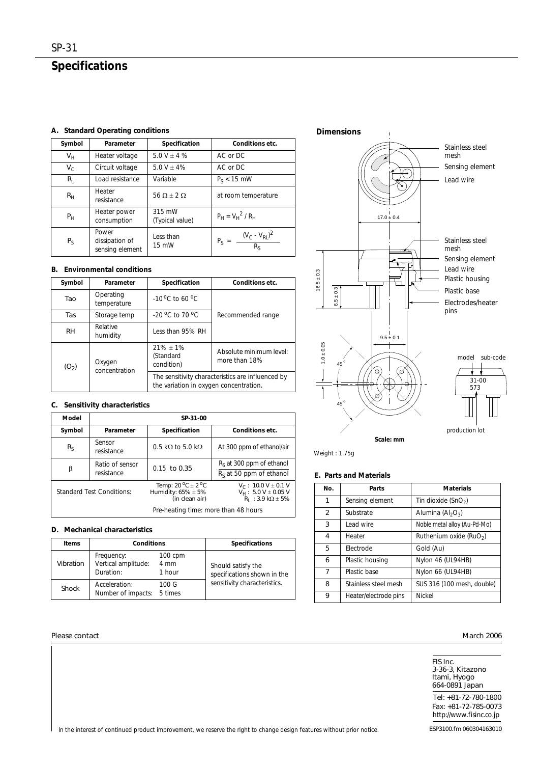# SP-31

## Specifications

### A. Standard Operating conditions

| Symbol | Parameter | Specification | Conditions etc. |
|---|---|---|---|
| $V_H$ | Heater voltage | 5.0 V ± 4 % | AC or DC |
| $V_C$ | Circuit voltage | 5.0 V ± 4% | AC or DC |
| $R_L$ | Load resistance | Variable | $P_S$ < 15 mW |
| $R_H$ | Heater resistance | 56 Ω ± 2 Ω | at room temperature |
| $P_H$ | Heater power consumption | 315 mW (Typical value) | $P_H = V_H^2 / R_H$ |
| $P_S$ | Power dissipation of sensing element | Less than 15 mW | $P_S = \frac{(V_C - V_{RL})^2}{R_S}$ |

### B. Environmental conditions

| Symbol | Parameter | Specification | Conditions etc. |
|---|---|---|---|
| Tao | Operating temperature | -10 °C to 60 °C | Recommended range |
| Tas | Storage temp | -20 °C to 70 °C | |
| RH | Relative humidity | Less than 95% RH | |
| $(O_2)$ | Oxygen concentration | 21% ± 1% (Standard condition) | Absolute minimum level: more than 18% |
| | | The sensitivity characteristics are influenced by the variation in oxygen concentration. | |

### C. Sensitivity characteristics

| Model | SP-31-00 | | |
|---|---|---|---|
| Symbol | Parameter | Specification | Conditions etc. |
| $R_S$ | Sensor resistance | 0.5 kΩ to 5.0 kΩ | At 300 ppm of ethanol/air |
| β | Ratio of sensor resistance | 0.15 to 0.35 | $\frac{R_S \text{ at 300 ppm of ethanol}}{R_S \text{ at 50 ppm of ethanol}}$ |
| Standard Test Conditions: | | Temp: 20 °C ± 2 °C, Humidity: 65% ± 5% (in clean air) | $V_C$ : 10.0 V ± 0.1 V, $V_H$ : 5.0 V ± 0.05 V, $R_L$ : 3.9 kΩ ± 5% |
| | | Pre-heating time: more than 48 hours | |

### D. Mechanical characteristics

| Items | Conditions | Specifications |
|---|---|---|
| Vibration | Frequency: 100 cpm; Vertical amplitude: 4 mm; Duration: 1 hour | Should satisfy the specifications shown in the sensitivity characteristics. |
| Shock | Acceleration: 100 G; Number of impacts: 5 times | |

### Dimensions

Stainless steel mesh
Sensing element
Lead wire
17.0 ± 0.4
Stainless steel mesh
Sensing element
Lead wire
Plastic housing
Plastic base
Electrodes/heater pins
16.5 ± 0.3
6.5 ± 0.3
9.5 ± 0.1
1.0 ± 0.05
45°
45°
model sub-code
31-00
573
production lot

Scale: mm

Weight : 1.75g

### E. Parts and Materials

| No. | Parts | Materials |
|---|---|---|
| 1 | Sensing element | Tin dioxide ($SnO_2$) |
| 2 | Substrate | Alumina ($Al_2O_3$) |
| 3 | Lead wire | Noble metal alloy (Au-Pd-Mo) |
| 4 | Heater | Ruthenium oxide ($RuO_2$) |
| 5 | Electrode | Gold (Au) |
| 6 | Plastic housing | Nylon 46 (UL94HB) |
| 7 | Plastic base | Nylon 66 (UL94HB) |
| 8 | Stainless steel mesh | SUS 316 (100 mesh, double) |
| 9 | Heater/electrode pins | Nickel |

Please contact

March 2006

FIS Inc.
3-36-3, Kitazono
Itami, Hyogo
664-0891 Japan

Tel: +81-72-780-1800
Fax: +81-72-785-0073
http://www.fisinc.co.jp

In the interest of continued product improvement, we reserve the right to change design features without prior notice.

ESP3100.fm 060304163010